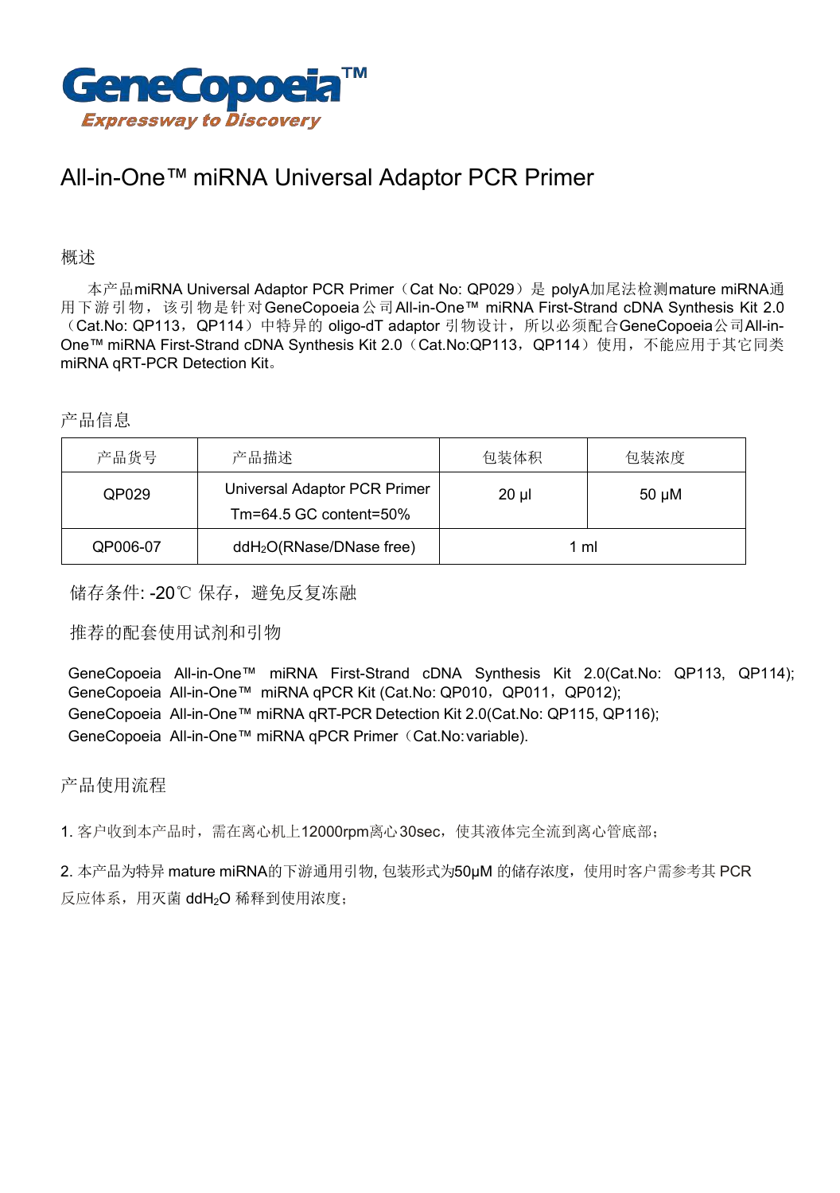GeneCopoeia™

Expressway to Discovery

# All-in-One™ miRNA Universal Adaptor PCR Primer

## 概述

本产品miRNA Universal Adaptor PCR Primer（Cat No: QP029）是 polyA加尾法检测mature miRNA通用下游引物，该引物是针对GeneCopoeia公司All-in-One™ miRNA First-Strand cDNA Synthesis Kit 2.0（Cat.No: QP113，QP114）中特异的 oligo-dT adaptor 引物设计，所以必须配合GeneCopoeia公司All-in-One™ miRNA First-Strand cDNA Synthesis Kit 2.0（Cat.No:QP113，QP114）使用，不能应用于其它同类miRNA qRT-PCR Detection Kit。

## 产品信息

| 产品货号 | 产品描述 | 包装体积 | 包装浓度 |
|---|---|---|---|
| QP029 | Universal Adaptor PCR Primer<br>Tm=64.5 GC content=50% | 20 μl | 50 μM |
| QP006-07 | $ddH_2O$(RNase/DNase free) | 1 ml | |

储存条件: -20℃ 保存，避免反复冻融

推荐的配套使用试剂和引物

GeneCopoeia All-in-One™ miRNA First-Strand cDNA Synthesis Kit 2.0(Cat.No: QP113, QP114);
GeneCopoeia All-in-One™ miRNA qPCR Kit (Cat.No: QP010，QP011，QP012);
GeneCopoeia All-in-One™ miRNA qRT-PCR Detection Kit 2.0(Cat.No: QP115, QP116);
GeneCopoeia All-in-One™ miRNA qPCR Primer（Cat.No:variable).

## 产品使用流程

1. 客户收到本产品时，需在离心机上12000rpm离心30sec，使其液体完全流到离心管底部；

2. 本产品为特异 mature miRNA的下游通用引物, 包装形式为50μM 的储存浓度，使用时客户需参考其 PCR 反应体系，用灭菌 $ddH_2O$ 稀释到使用浓度；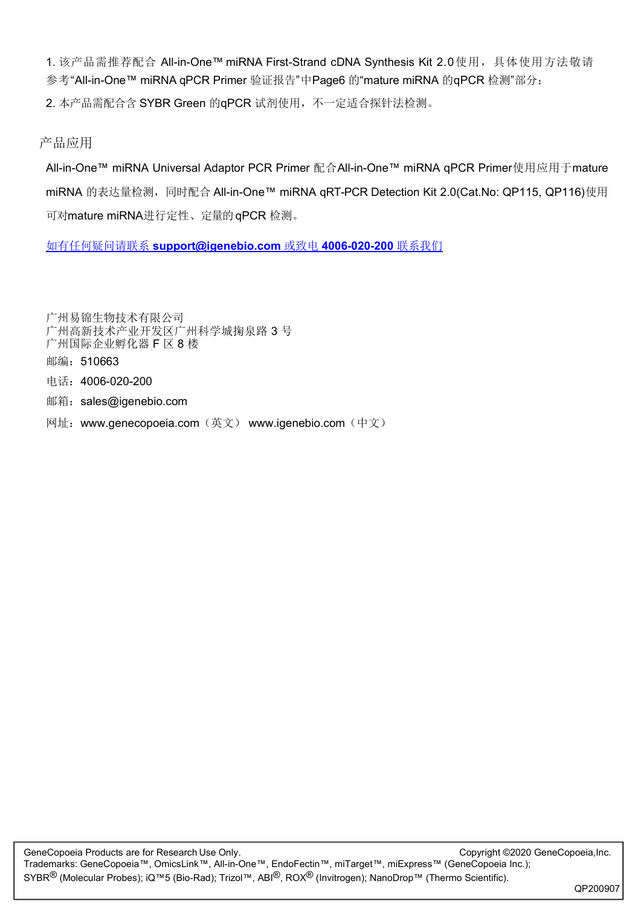1. 该产品需推荐配合 All-in-One™ miRNA First-Strand cDNA Synthesis Kit 2.0 使用，具体使用方法敬请参考“All-in-One™ miRNA qPCR Primer 验证报告”中Page6 的“mature miRNA 的qPCR 检测”部分；

2. 本产品需配合含 SYBR Green 的qPCR 试剂使用，不一定适合探针法检测。

## 产品应用

All-in-One™ miRNA Universal Adaptor PCR Primer 配合All-in-One™ miRNA qPCR Primer使用应用于mature miRNA 的表达量检测，同时配合 All-in-One™ miRNA qRT-PCR Detection Kit 2.0(Cat.No: QP115, QP116)使用可对mature miRNA进行定性、定量的qPCR 检测。

如有任何疑问请联系 **support@igenebio.com** 或致电 **4006-020-200** 联系我们

广州易锦生物技术有限公司
广州高新技术产业开发区广州科学城掬泉路 3 号
广州国际企业孵化器 F 区 8 楼

邮编：510663

电话：4006-020-200

邮箱：sales@igenebio.com

网址：www.genecopoeia.com（英文） www.igenebio.com（中文）

GeneCopoeia Products are for Research Use Only. Copyright ©2020 GeneCopoeia,Inc.
Trademarks: GeneCopoeia™, OmicsLink™, All-in-One™, EndoFectin™, miTarget™, miExpress™ (GeneCopoeia Inc.);
SYBR® (Molecular Probes); iQ™5 (Bio-Rad); Trizol™, ABI®, ROX® (Invitrogen); NanoDrop™ (Thermo Scientific).

QP200907